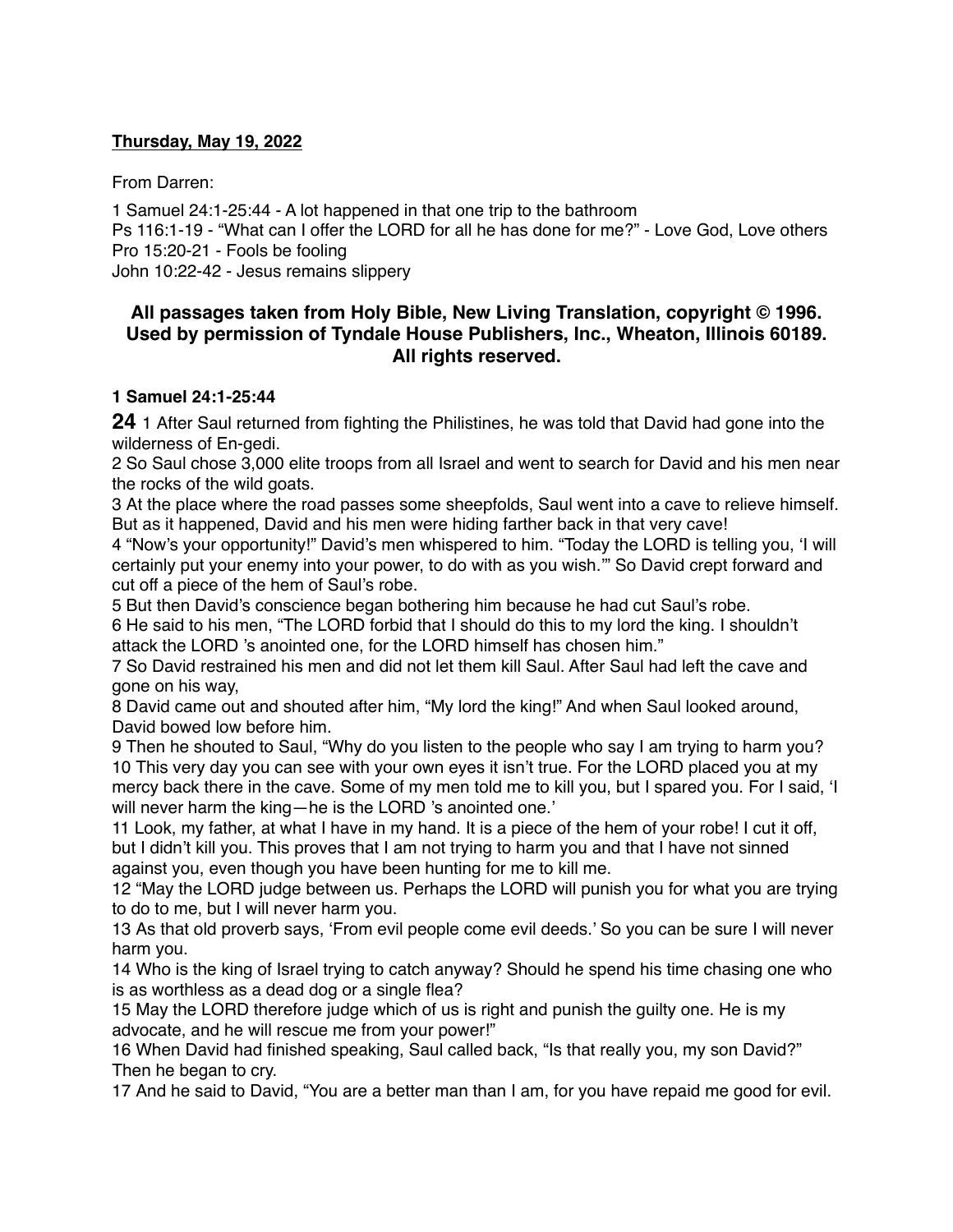**Thursday, May 19, 2022**

From Darren:

1 Samuel 24:1-25:44 - A lot happened in that one trip to the bathroom
Ps 116:1-19 - "What can I offer the LORD for all he has done for me?" - Love God, Love others
Pro 15:20-21 - Fools be fooling
John 10:22-42 - Jesus remains slippery

### All passages taken from Holy Bible, New Living Translation, copyright © 1996. Used by permission of Tyndale House Publishers, Inc., Wheaton, Illinois 60189. All rights reserved.

**1 Samuel 24:1-25:44**

**24** 1 After Saul returned from fighting the Philistines, he was told that David had gone into the wilderness of En-gedi.
2 So Saul chose 3,000 elite troops from all Israel and went to search for David and his men near the rocks of the wild goats.
3 At the place where the road passes some sheepfolds, Saul went into a cave to relieve himself. But as it happened, David and his men were hiding farther back in that very cave!
4 "Now's your opportunity!" David's men whispered to him. "Today the LORD is telling you, 'I will certainly put your enemy into your power, to do with as you wish.'" So David crept forward and cut off a piece of the hem of Saul's robe.
5 But then David's conscience began bothering him because he had cut Saul's robe.
6 He said to his men, "The LORD forbid that I should do this to my lord the king. I shouldn't attack the LORD 's anointed one, for the LORD himself has chosen him."
7 So David restrained his men and did not let them kill Saul. After Saul had left the cave and gone on his way,
8 David came out and shouted after him, "My lord the king!" And when Saul looked around, David bowed low before him.
9 Then he shouted to Saul, "Why do you listen to the people who say I am trying to harm you?
10 This very day you can see with your own eyes it isn't true. For the LORD placed you at my mercy back there in the cave. Some of my men told me to kill you, but I spared you. For I said, 'I will never harm the king—he is the LORD 's anointed one.'
11 Look, my father, at what I have in my hand. It is a piece of the hem of your robe! I cut it off, but I didn't kill you. This proves that I am not trying to harm you and that I have not sinned against you, even though you have been hunting for me to kill me.
12 "May the LORD judge between us. Perhaps the LORD will punish you for what you are trying to do to me, but I will never harm you.
13 As that old proverb says, 'From evil people come evil deeds.' So you can be sure I will never harm you.
14 Who is the king of Israel trying to catch anyway? Should he spend his time chasing one who is as worthless as a dead dog or a single flea?
15 May the LORD therefore judge which of us is right and punish the guilty one. He is my advocate, and he will rescue me from your power!"
16 When David had finished speaking, Saul called back, "Is that really you, my son David?" Then he began to cry.
17 And he said to David, "You are a better man than I am, for you have repaid me good for evil.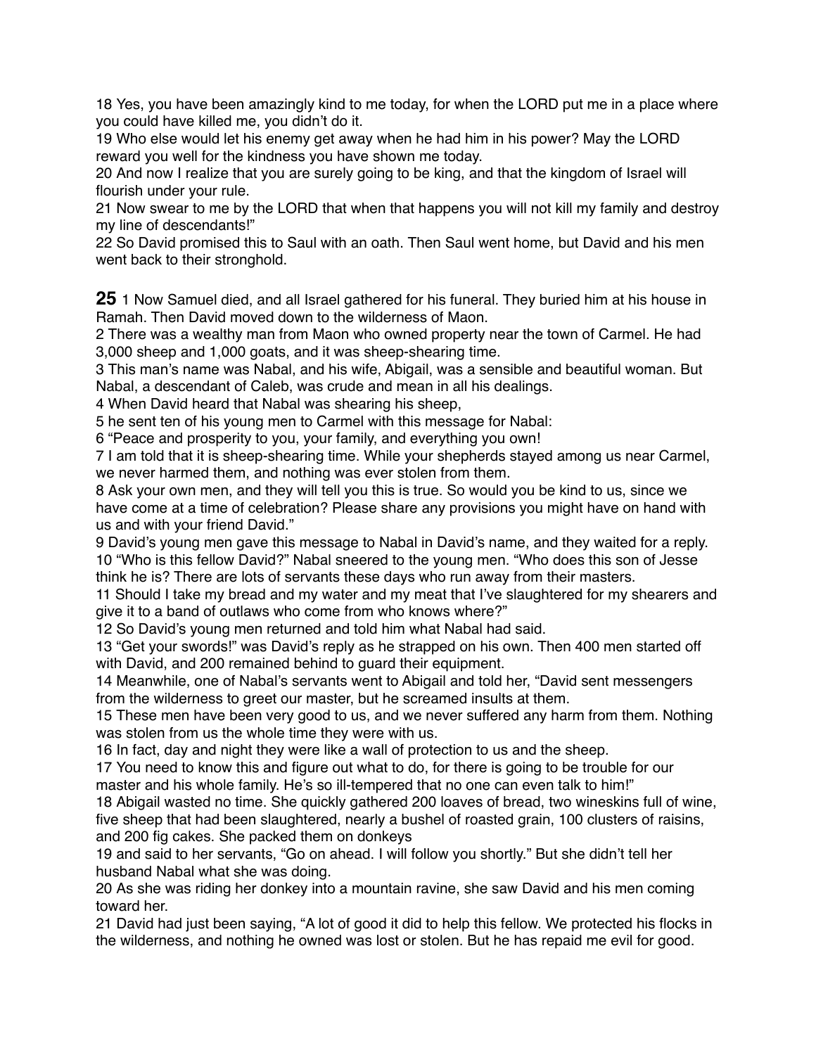18 Yes, you have been amazingly kind to me today, for when the LORD put me in a place where you could have killed me, you didn't do it.
19 Who else would let his enemy get away when he had him in his power? May the LORD reward you well for the kindness you have shown me today.
20 And now I realize that you are surely going to be king, and that the kingdom of Israel will flourish under your rule.
21 Now swear to me by the LORD that when that happens you will not kill my family and destroy my line of descendants!"
22 So David promised this to Saul with an oath. Then Saul went home, but David and his men went back to their stronghold.

**25** 1 Now Samuel died, and all Israel gathered for his funeral. They buried him at his house in Ramah. Then David moved down to the wilderness of Maon.
2 There was a wealthy man from Maon who owned property near the town of Carmel. He had 3,000 sheep and 1,000 goats, and it was sheep-shearing time.
3 This man's name was Nabal, and his wife, Abigail, was a sensible and beautiful woman. But Nabal, a descendant of Caleb, was crude and mean in all his dealings.
4 When David heard that Nabal was shearing his sheep,
5 he sent ten of his young men to Carmel with this message for Nabal:
6 "Peace and prosperity to you, your family, and everything you own!
7 I am told that it is sheep-shearing time. While your shepherds stayed among us near Carmel, we never harmed them, and nothing was ever stolen from them.
8 Ask your own men, and they will tell you this is true. So would you be kind to us, since we have come at a time of celebration? Please share any provisions you might have on hand with us and with your friend David."
9 David's young men gave this message to Nabal in David's name, and they waited for a reply.
10 "Who is this fellow David?" Nabal sneered to the young men. "Who does this son of Jesse think he is? There are lots of servants these days who run away from their masters.
11 Should I take my bread and my water and my meat that I've slaughtered for my shearers and give it to a band of outlaws who come from who knows where?"
12 So David's young men returned and told him what Nabal had said.
13 "Get your swords!" was David's reply as he strapped on his own. Then 400 men started off with David, and 200 remained behind to guard their equipment.
14 Meanwhile, one of Nabal's servants went to Abigail and told her, "David sent messengers from the wilderness to greet our master, but he screamed insults at them.
15 These men have been very good to us, and we never suffered any harm from them. Nothing was stolen from us the whole time they were with us.
16 In fact, day and night they were like a wall of protection to us and the sheep.
17 You need to know this and figure out what to do, for there is going to be trouble for our master and his whole family. He's so ill-tempered that no one can even talk to him!"
18 Abigail wasted no time. She quickly gathered 200 loaves of bread, two wineskins full of wine, five sheep that had been slaughtered, nearly a bushel of roasted grain, 100 clusters of raisins, and 200 fig cakes. She packed them on donkeys
19 and said to her servants, "Go on ahead. I will follow you shortly." But she didn't tell her husband Nabal what she was doing.
20 As she was riding her donkey into a mountain ravine, she saw David and his men coming toward her.
21 David had just been saying, "A lot of good it did to help this fellow. We protected his flocks in the wilderness, and nothing he owned was lost or stolen. But he has repaid me evil for good.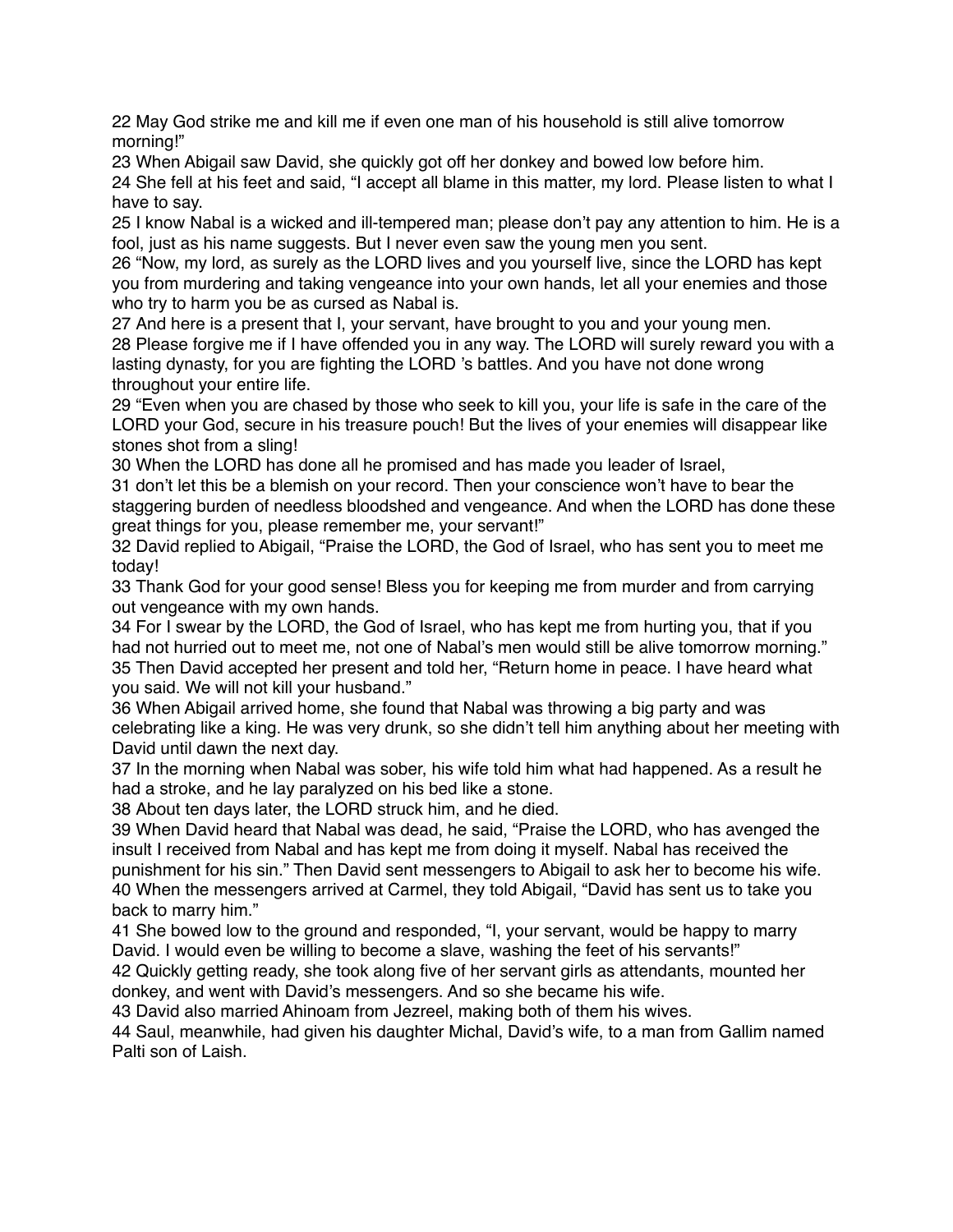22 May God strike me and kill me if even one man of his household is still alive tomorrow morning!"
23 When Abigail saw David, she quickly got off her donkey and bowed low before him.
24 She fell at his feet and said, "I accept all blame in this matter, my lord. Please listen to what I have to say.
25 I know Nabal is a wicked and ill-tempered man; please don't pay any attention to him. He is a fool, just as his name suggests. But I never even saw the young men you sent.
26 "Now, my lord, as surely as the LORD lives and you yourself live, since the LORD has kept you from murdering and taking vengeance into your own hands, let all your enemies and those who try to harm you be as cursed as Nabal is.
27 And here is a present that I, your servant, have brought to you and your young men.
28 Please forgive me if I have offended you in any way. The LORD will surely reward you with a lasting dynasty, for you are fighting the LORD 's battles. And you have not done wrong throughout your entire life.
29 "Even when you are chased by those who seek to kill you, your life is safe in the care of the LORD your God, secure in his treasure pouch! But the lives of your enemies will disappear like stones shot from a sling!
30 When the LORD has done all he promised and has made you leader of Israel,
31 don't let this be a blemish on your record. Then your conscience won't have to bear the staggering burden of needless bloodshed and vengeance. And when the LORD has done these great things for you, please remember me, your servant!"
32 David replied to Abigail, "Praise the LORD, the God of Israel, who has sent you to meet me today!
33 Thank God for your good sense! Bless you for keeping me from murder and from carrying out vengeance with my own hands.
34 For I swear by the LORD, the God of Israel, who has kept me from hurting you, that if you had not hurried out to meet me, not one of Nabal's men would still be alive tomorrow morning."
35 Then David accepted her present and told her, "Return home in peace. I have heard what you said. We will not kill your husband."
36 When Abigail arrived home, she found that Nabal was throwing a big party and was celebrating like a king. He was very drunk, so she didn't tell him anything about her meeting with David until dawn the next day.
37 In the morning when Nabal was sober, his wife told him what had happened. As a result he had a stroke, and he lay paralyzed on his bed like a stone.
38 About ten days later, the LORD struck him, and he died.
39 When David heard that Nabal was dead, he said, "Praise the LORD, who has avenged the insult I received from Nabal and has kept me from doing it myself. Nabal has received the punishment for his sin." Then David sent messengers to Abigail to ask her to become his wife.
40 When the messengers arrived at Carmel, they told Abigail, "David has sent us to take you back to marry him."
41 She bowed low to the ground and responded, "I, your servant, would be happy to marry David. I would even be willing to become a slave, washing the feet of his servants!"
42 Quickly getting ready, she took along five of her servant girls as attendants, mounted her donkey, and went with David's messengers. And so she became his wife.
43 David also married Ahinoam from Jezreel, making both of them his wives.
44 Saul, meanwhile, had given his daughter Michal, David's wife, to a man from Gallim named Palti son of Laish.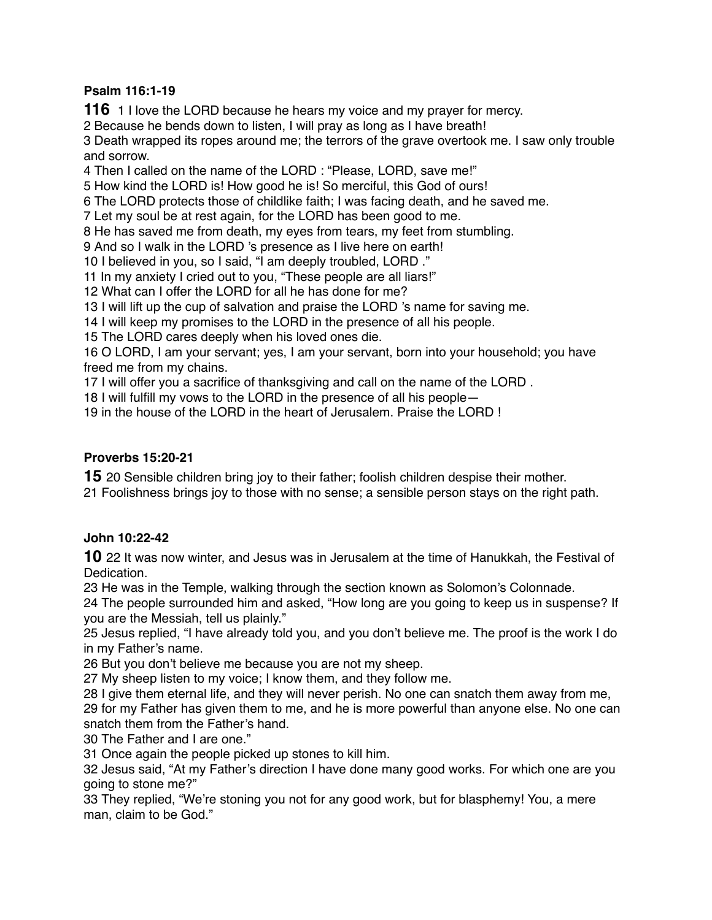**Psalm 116:1-19**

**116** 1 I love the LORD because he hears my voice and my prayer for mercy.
2 Because he bends down to listen, I will pray as long as I have breath!
3 Death wrapped its ropes around me; the terrors of the grave overtook me. I saw only trouble and sorrow.
4 Then I called on the name of the LORD : “Please, LORD, save me!”
5 How kind the LORD is! How good he is! So merciful, this God of ours!
6 The LORD protects those of childlike faith; I was facing death, and he saved me.
7 Let my soul be at rest again, for the LORD has been good to me.
8 He has saved me from death, my eyes from tears, my feet from stumbling.
9 And so I walk in the LORD ’s presence as I live here on earth!
10 I believed in you, so I said, “I am deeply troubled, LORD .”
11 In my anxiety I cried out to you, “These people are all liars!”
12 What can I offer the LORD for all he has done for me?
13 I will lift up the cup of salvation and praise the LORD ’s name for saving me.
14 I will keep my promises to the LORD in the presence of all his people.
15 The LORD cares deeply when his loved ones die.
16 O LORD, I am your servant; yes, I am your servant, born into your household; you have freed me from my chains.
17 I will offer you a sacrifice of thanksgiving and call on the name of the LORD .
18 I will fulfill my vows to the LORD in the presence of all his people—
19 in the house of the LORD in the heart of Jerusalem. Praise the LORD !

**Proverbs 15:20-21**

**15** 20 Sensible children bring joy to their father; foolish children despise their mother.
21 Foolishness brings joy to those with no sense; a sensible person stays on the right path.

**John 10:22-42**

**10** 22 It was now winter, and Jesus was in Jerusalem at the time of Hanukkah, the Festival of Dedication.
23 He was in the Temple, walking through the section known as Solomon’s Colonnade.
24 The people surrounded him and asked, “How long are you going to keep us in suspense? If you are the Messiah, tell us plainly.”
25 Jesus replied, “I have already told you, and you don’t believe me. The proof is the work I do in my Father’s name.
26 But you don’t believe me because you are not my sheep.
27 My sheep listen to my voice; I know them, and they follow me.
28 I give them eternal life, and they will never perish. No one can snatch them away from me,
29 for my Father has given them to me, and he is more powerful than anyone else. No one can snatch them from the Father’s hand.
30 The Father and I are one.”
31 Once again the people picked up stones to kill him.
32 Jesus said, “At my Father’s direction I have done many good works. For which one are you going to stone me?”
33 They replied, “We’re stoning you not for any good work, but for blasphemy! You, a mere man, claim to be God.”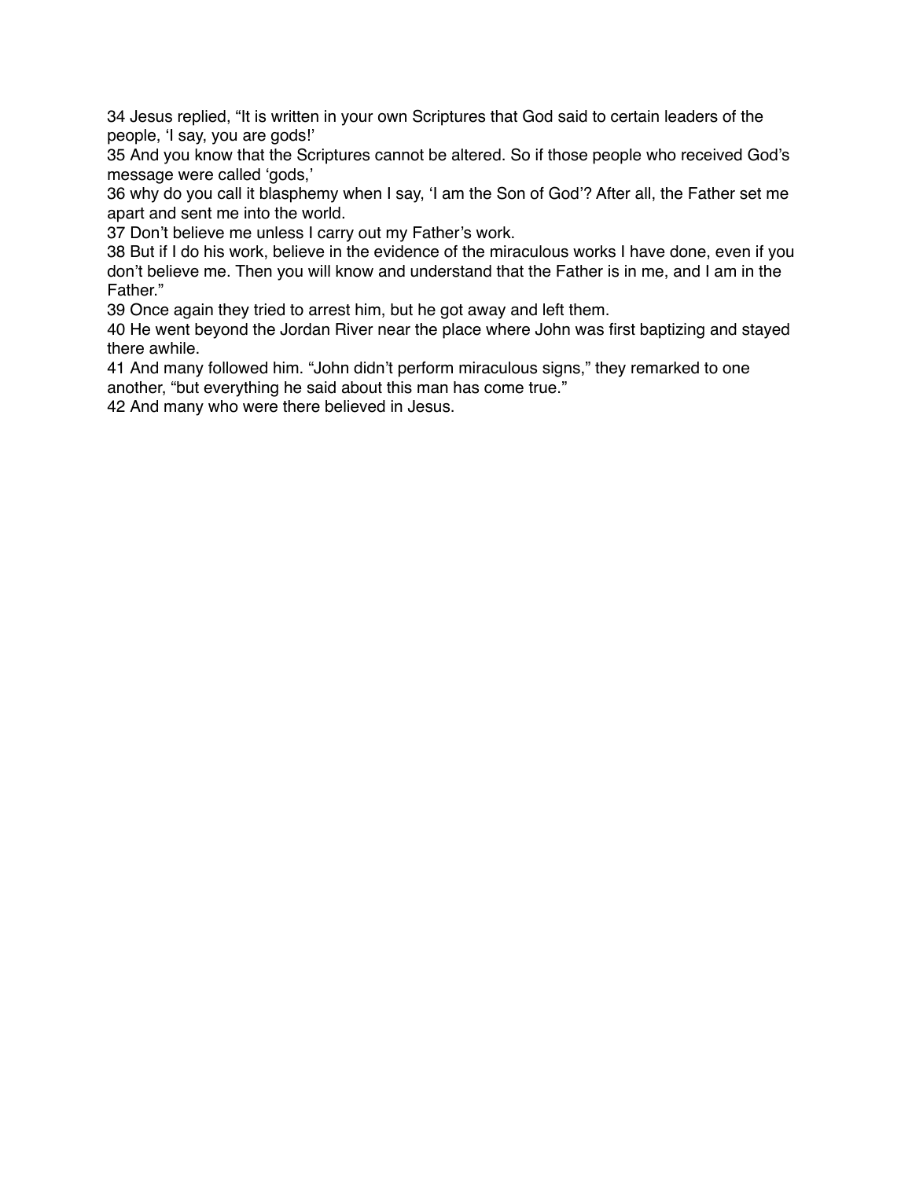34 Jesus replied, “It is written in your own Scriptures that God said to certain leaders of the people, ‘I say, you are gods!’
35 And you know that the Scriptures cannot be altered. So if those people who received God’s message were called ‘gods,’
36 why do you call it blasphemy when I say, ‘I am the Son of God’? After all, the Father set me apart and sent me into the world.
37 Don’t believe me unless I carry out my Father’s work.
38 But if I do his work, believe in the evidence of the miraculous works I have done, even if you don’t believe me. Then you will know and understand that the Father is in me, and I am in the Father.”
39 Once again they tried to arrest him, but he got away and left them.
40 He went beyond the Jordan River near the place where John was first baptizing and stayed there awhile.
41 And many followed him. “John didn’t perform miraculous signs,” they remarked to one another, “but everything he said about this man has come true.”
42 And many who were there believed in Jesus.